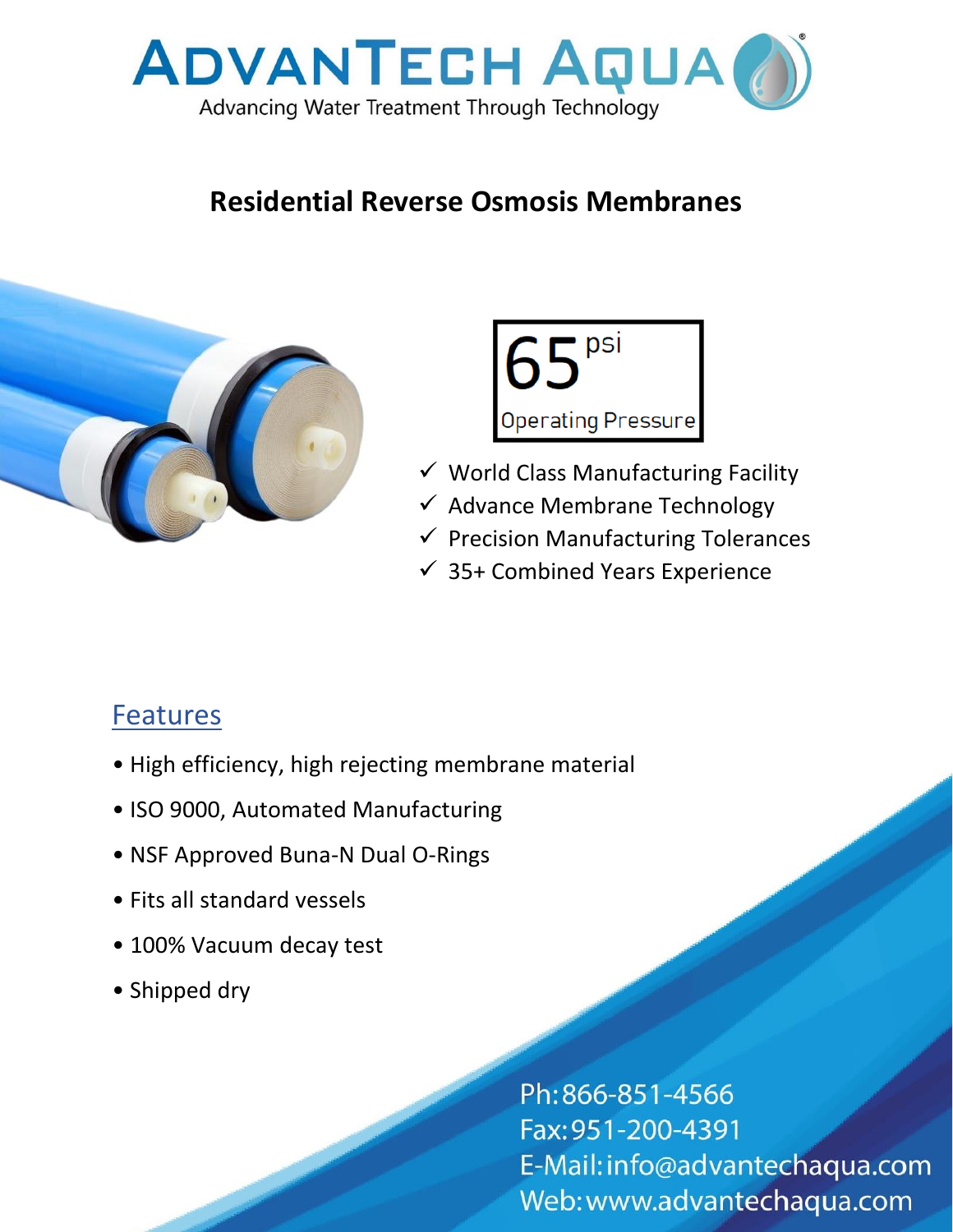# ADVANTECH AQUA

Advancing Water Treatment Through Technology

## Residential Reverse Osmosis Membranes

65 psi

Operating Pressure

- ✓ World Class Manufacturing Facility
- ✓ Advance Membrane Technology
- ✓ Precision Manufacturing Tolerances
- ✓ 35+ Combined Years Experience

## Features

- High efficiency, high rejecting membrane material
- ISO 9000, Automated Manufacturing
- NSF Approved Buna-N Dual O-Rings
- Fits all standard vessels
- 100% Vacuum decay test
- Shipped dry

Ph: 866-851-4566
Fax: 951-200-4391
E-Mail: info@advantechaqua.com
Web: www.advantechaqua.com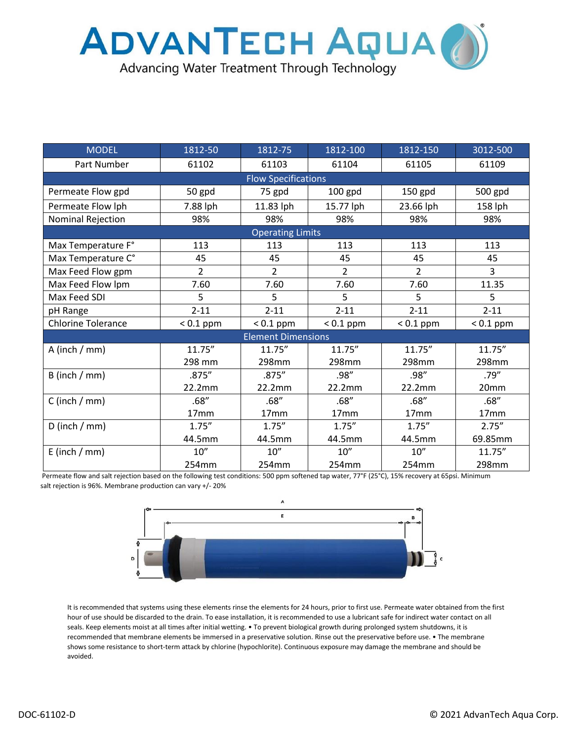# ADVANTECH AQUA

Advancing Water Treatment Through Technology

| MODEL | 1812-50 | 1812-75 | 1812-100 | 1812-150 | 3012-500 |
|---|---|---|---|---|---|
| Part Number | 61102 | 61103 | 61104 | 61105 | 61109 |
| Flow Specifications | | | | | |
| Permeate Flow gpd | 50 gpd | 75 gpd | 100 gpd | 150 gpd | 500 gpd |
| Permeate Flow lph | 7.88 lph | 11.83 lph | 15.77 lph | 23.66 lph | 158 lph |
| Nominal Rejection | 98% | 98% | 98% | 98% | 98% |
| Operating Limits | | | | | |
| Max Temperature F° | 113 | 113 | 113 | 113 | 113 |
| Max Temperature C° | 45 | 45 | 45 | 45 | 45 |
| Max Feed Flow gpm | 2 | 2 | 2 | 2 | 3 |
| Max Feed Flow lpm | 7.60 | 7.60 | 7.60 | 7.60 | 11.35 |
| Max Feed SDI | 5 | 5 | 5 | 5 | 5 |
| pH Range | 2-11 | 2-11 | 2-11 | 2-11 | 2-11 |
| Chlorine Tolerance | < 0.1 ppm | < 0.1 ppm | < 0.1 ppm | < 0.1 ppm | < 0.1 ppm |
| Element Dimensions | | | | | |
| A (inch / mm) | 11.75" 298 mm | 11.75" 298mm | 11.75" 298mm | 11.75" 298mm | 11.75" 298mm |
| B (inch / mm) | .875" 22.2mm | .875" 22.2mm | .98" 22.2mm | .98" 22.2mm | .79" 20mm |
| C (inch / mm) | .68" 17mm | .68" 17mm | .68" 17mm | .68" 17mm | .68" 17mm |
| D (inch / mm) | 1.75" 44.5mm | 1.75" 44.5mm | 1.75" 44.5mm | 1.75" 44.5mm | 2.75" 69.85mm |
| E (inch / mm) | 10" 254mm | 10" 254mm | 10" 254mm | 10" 254mm | 11.75" 298mm |

Permeate flow and salt rejection based on the following test conditions: 500 ppm softened tap water, 77°F (25°C), 15% recovery at 65psi. Minimum salt rejection is 96%. Membrane production can vary +/- 20%

A

E

B

D

C

It is recommended that systems using these elements rinse the elements for 24 hours, prior to first use. Permeate water obtained from the first hour of use should be discarded to the drain. To ease installation, it is recommended to use a lubricant safe for indirect water contact on all seals. Keep elements moist at all times after initial wetting. • To prevent biological growth during prolonged system shutdowns, it is recommended that membrane elements be immersed in a preservative solution. Rinse out the preservative before use. • The membrane shows some resistance to short-term attack by chlorine (hypochlorite). Continuous exposure may damage the membrane and should be avoided.

DOC-61102-D

© 2021 AdvanTech Aqua Corp.